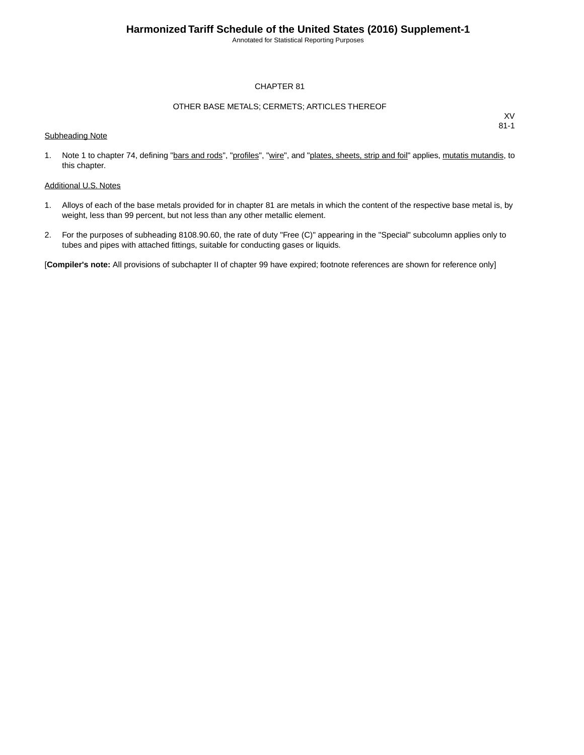# CHAPTER 81

## OTHER BASE METALS; CERMETS; ARTICLES THEREOF

XV
81-1

Subheading Note

1. Note 1 to chapter 74, defining "bars and rods", "profiles", "wire", and "plates, sheets, strip and foil" applies, mutatis mutandis, to this chapter.

Additional U.S. Notes

1. Alloys of each of the base metals provided for in chapter 81 are metals in which the content of the respective base metal is, by weight, less than 99 percent, but not less than any other metallic element.

2. For the purposes of subheading 8108.90.60, the rate of duty "Free (C)" appearing in the "Special" subcolumn applies only to tubes and pipes with attached fittings, suitable for conducting gases or liquids.

[**Compiler's note:** All provisions of subchapter II of chapter 99 have expired; footnote references are shown for reference only]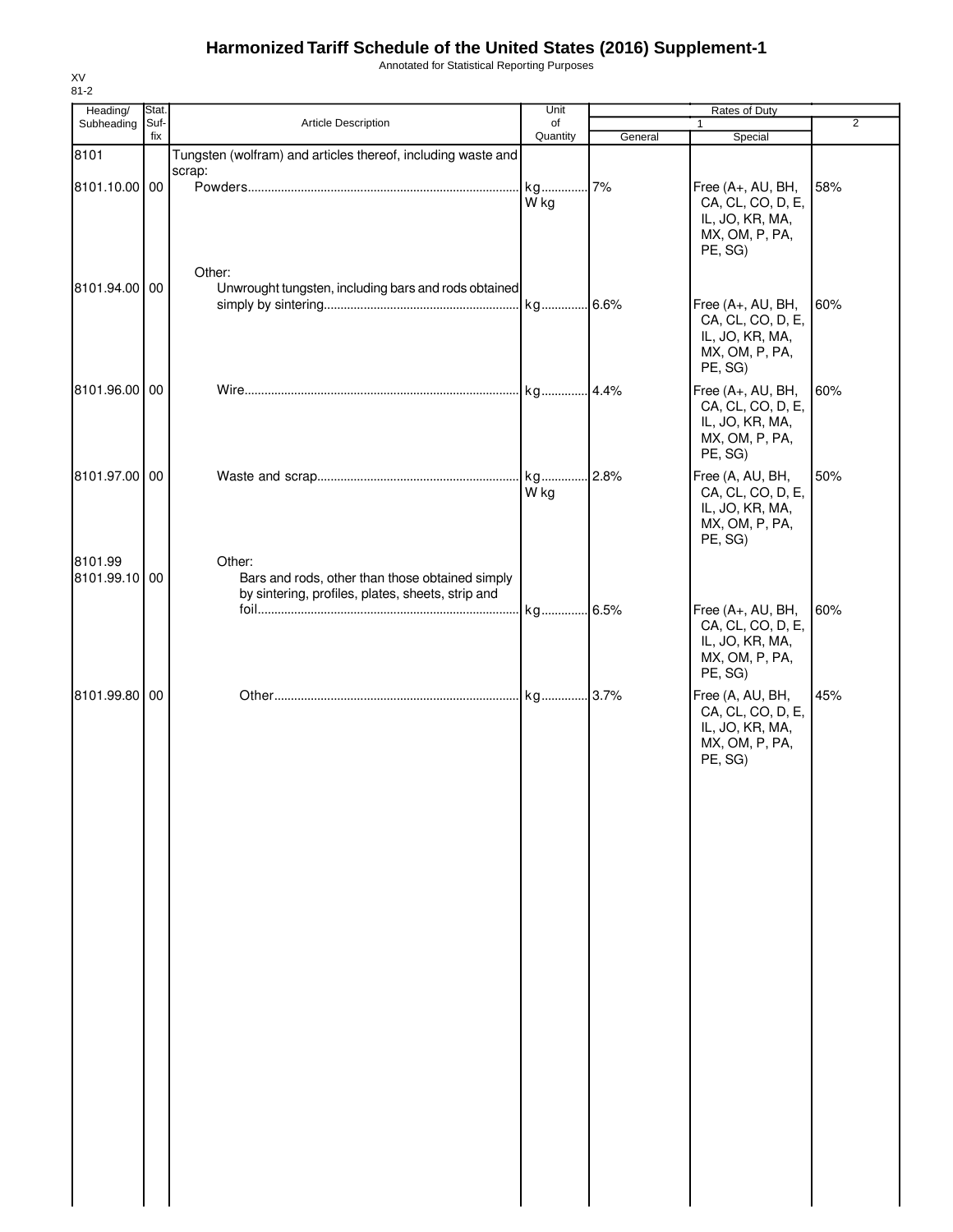# Harmonized Tariff Schedule of the United States (2016) Supplement-1

Annotated for Statistical Reporting Purposes

XV
81-2

| Heading/ Subheading | Stat. Suf- fix | Article Description | Unit of Quantity | Rates of Duty 1 General | Special | 2 |
|---|---|---|---|---|---|---|
| 8101 | | Tungsten (wolfram) and articles thereof, including waste and scrap: | | | | |
| 8101.10.00 | 00 | Powders | kg W kg | 7% | Free (A+, AU, BH, CA, CL, CO, D, E, IL, JO, KR, MA, MX, OM, P, PA, PE, SG) | 58% |
| | | Other: | | | | |
| 8101.94.00 | 00 | Unwrought tungsten, including bars and rods obtained simply by sintering | kg | 6.6% | Free (A+, AU, BH, CA, CL, CO, D, E, IL, JO, KR, MA, MX, OM, P, PA, PE, SG) | 60% |
| 8101.96.00 | 00 | Wire | kg | 4.4% | Free (A+, AU, BH, CA, CL, CO, D, E, IL, JO, KR, MA, MX, OM, P, PA, PE, SG) | 60% |
| 8101.97.00 | 00 | Waste and scrap | kg W kg | 2.8% | Free (A, AU, BH, CA, CL, CO, D, E, IL, JO, KR, MA, MX, OM, P, PA, PE, SG) | 50% |
| 8101.99 | | Other: | | | | |
| 8101.99.10 | 00 | Bars and rods, other than those obtained simply by sintering, profiles, plates, sheets, strip and foil | kg | 6.5% | Free (A+, AU, BH, CA, CL, CO, D, E, IL, JO, KR, MA, MX, OM, P, PA, PE, SG) | 60% |
| 8101.99.80 | 00 | Other | kg | 3.7% | Free (A, AU, BH, CA, CL, CO, D, E, IL, JO, KR, MA, MX, OM, P, PA, PE, SG) | 45% |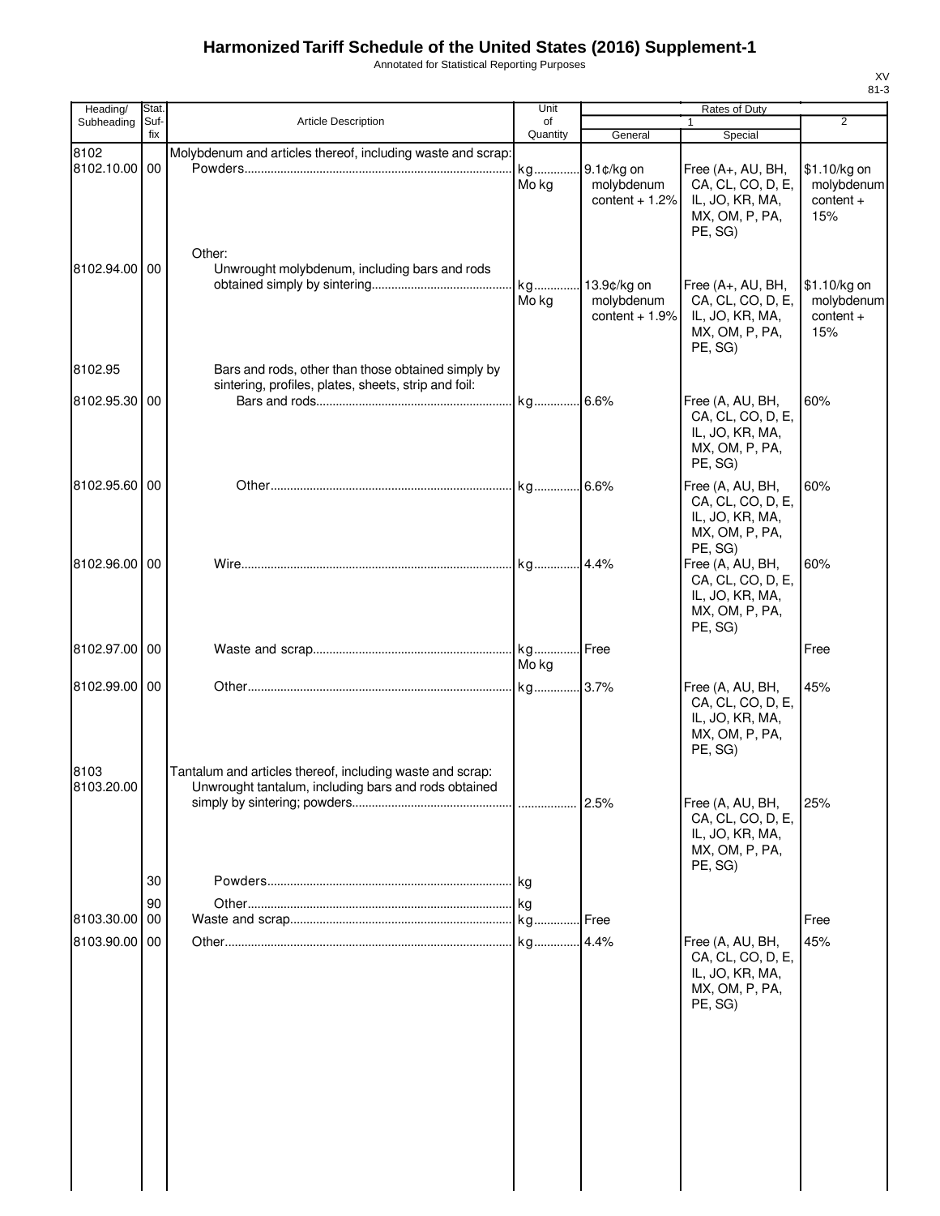# Harmonized Tariff Schedule of the United States (2016) Supplement-1

Annotated for Statistical Reporting Purposes

XV
81-3

| Heading/ Subheading | Stat. Suf- fix | Article Description | Unit of Quantity | Rates of Duty 1 General | Rates of Duty 1 Special | Rates of Duty 2 |
|---|---|---|---|---|---|---|
| 8102 | | Molybdenum and articles thereof, including waste and scrap: | | | | |
| 8102.10.00 | 00 | Powders | kg Mo kg | 9.1¢/kg on molybdenum content + 1.2% | Free (A+, AU, BH, CA, CL, CO, D, E, IL, JO, KR, MA, MX, OM, P, PA, PE, SG) | $1.10/kg on molybdenum content + 15% |
| | | Other: | | | | |
| 8102.94.00 | 00 | Unwrought molybdenum, including bars and rods obtained simply by sintering | kg Mo kg | 13.9¢/kg on molybdenum content + 1.9% | Free (A+, AU, BH, CA, CL, CO, D, E, IL, JO, KR, MA, MX, OM, P, PA, PE, SG) | $1.10/kg on molybdenum content + 15% |
| 8102.95 | | Bars and rods, other than those obtained simply by sintering, profiles, plates, sheets, strip and foil: | | | | |
| 8102.95.30 | 00 | Bars and rods | kg | 6.6% | Free (A, AU, BH, CA, CL, CO, D, E, IL, JO, KR, MA, MX, OM, P, PA, PE, SG) | 60% |
| 8102.95.60 | 00 | Other | kg | 6.6% | Free (A, AU, BH, CA, CL, CO, D, E, IL, JO, KR, MA, MX, OM, P, PA, PE, SG) | 60% |
| 8102.96.00 | 00 | Wire | kg | 4.4% | Free (A, AU, BH, CA, CL, CO, D, E, IL, JO, KR, MA, MX, OM, P, PA, PE, SG) | 60% |
| 8102.97.00 | 00 | Waste and scrap | kg Mo kg | Free | | Free |
| 8102.99.00 | 00 | Other | kg | 3.7% | Free (A, AU, BH, CA, CL, CO, D, E, IL, JO, KR, MA, MX, OM, P, PA, PE, SG) | 45% |
| 8103 | | Tantalum and articles thereof, including waste and scrap: | | | | |
| 8103.20.00 | | Unwrought tantalum, including bars and rods obtained simply by sintering; powders | | 2.5% | Free (A, AU, BH, CA, CL, CO, D, E, IL, JO, KR, MA, MX, OM, P, PA, PE, SG) | 25% |
| | 30 | Powders | kg | | | |
| | 90 | Other | kg | | | |
| 8103.30.00 | 00 | Waste and scrap | kg | Free | | Free |
| 8103.90.00 | 00 | Other | kg | 4.4% | Free (A, AU, BH, CA, CL, CO, D, E, IL, JO, KR, MA, MX, OM, P, PA, PE, SG) | 45% |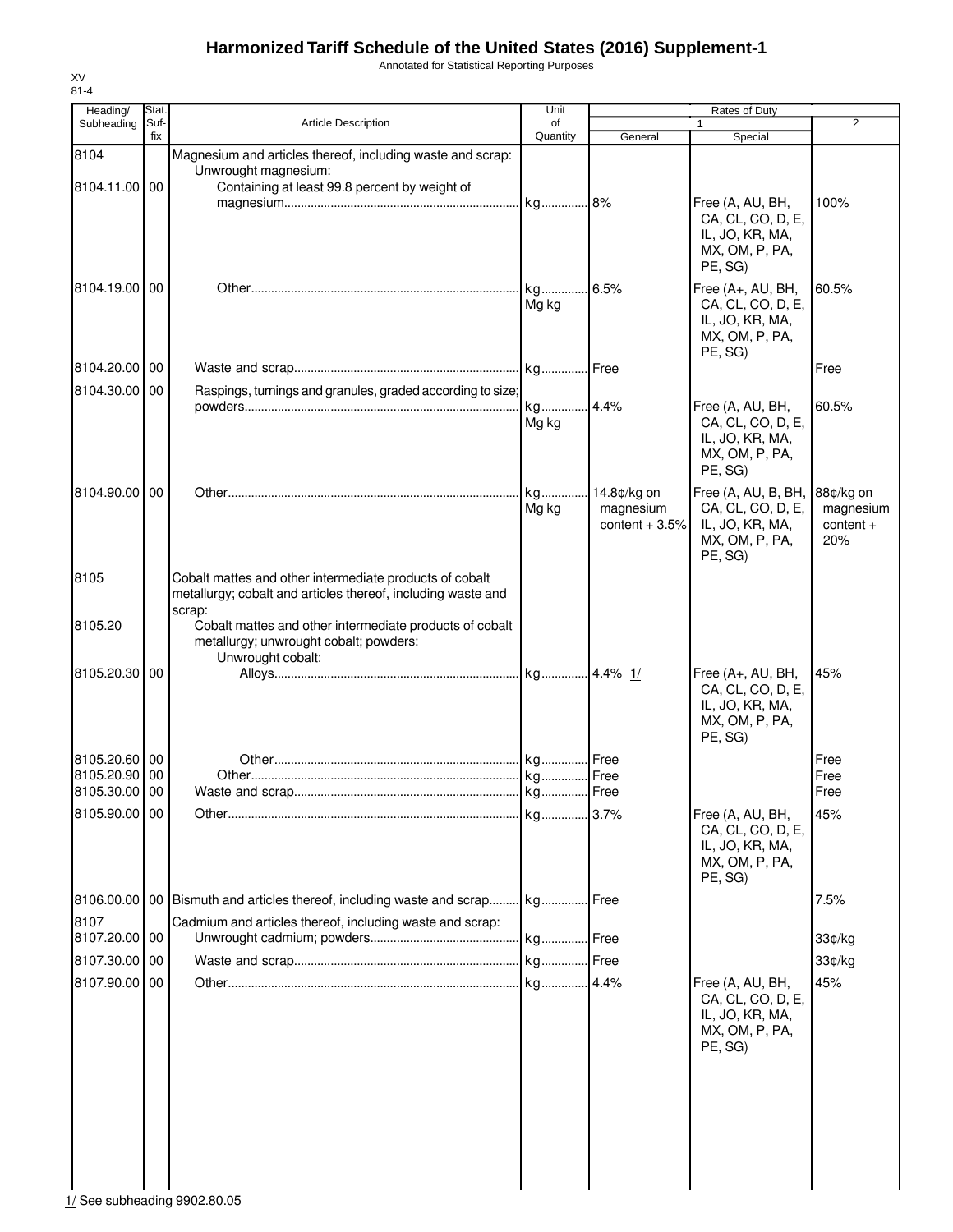# Harmonized Tariff Schedule of the United States (2016) Supplement-1

Annotated for Statistical Reporting Purposes

XV
81-4

| Heading/ Subheading | Stat. Suf- fix | Article Description | Unit of Quantity | Rates of Duty 1 General | Rates of Duty 1 Special | Rates of Duty 2 |
|---|---|---|---|---|---|---|
| 8104 | | Magnesium and articles thereof, including waste and scrap: | | | | |
| | | Unwrought magnesium: | | | | |
| 8104.11.00 | 00 | Containing at least 99.8 percent by weight of magnesium | kg | 8% | Free (A, AU, BH, CA, CL, CO, D, E, IL, JO, KR, MA, MX, OM, P, PA, PE, SG) | 100% |
| 8104.19.00 | 00 | Other | kg Mg kg | 6.5% | Free (A+, AU, BH, CA, CL, CO, D, E, IL, JO, KR, MA, MX, OM, P, PA, PE, SG) | 60.5% |
| 8104.20.00 | 00 | Waste and scrap | kg | Free | | Free |
| 8104.30.00 | 00 | Raspings, turnings and granules, graded according to size; powders | kg Mg kg | 4.4% | Free (A, AU, BH, CA, CL, CO, D, E, IL, JO, KR, MA, MX, OM, P, PA, PE, SG) | 60.5% |
| 8104.90.00 | 00 | Other | kg Mg kg | 14.8¢/kg on magnesium content + 3.5% | Free (A, AU, B, BH, CA, CL, CO, D, E, IL, JO, KR, MA, MX, OM, P, PA, PE, SG) | 88¢/kg on magnesium content + 20% |
| 8105 | | Cobalt mattes and other intermediate products of cobalt metallurgy; cobalt and articles thereof, including waste and scrap: | | | | |
| 8105.20 | | Cobalt mattes and other intermediate products of cobalt metallurgy; unwrought cobalt; powders: | | | | |
| | | Unwrought cobalt: | | | | |
| 8105.20.30 | 00 | Alloys | kg | 4.4% 1/ | Free (A+, AU, BH, CA, CL, CO, D, E, IL, JO, KR, MA, MX, OM, P, PA, PE, SG) | 45% |
| 8105.20.60 | 00 | Other | kg | Free | | Free |
| 8105.20.90 | 00 | Other | kg | Free | | Free |
| 8105.30.00 | 00 | Waste and scrap | kg | Free | | Free |
| 8105.90.00 | 00 | Other | kg | 3.7% | Free (A, AU, BH, CA, CL, CO, D, E, IL, JO, KR, MA, MX, OM, P, PA, PE, SG) | 45% |
| 8106.00.00 | 00 | Bismuth and articles thereof, including waste and scrap | kg | Free | | 7.5% |
| 8107 | | Cadmium and articles thereof, including waste and scrap: | | | | |
| 8107.20.00 | 00 | Unwrought cadmium; powders | kg | Free | | 33¢/kg |
| 8107.30.00 | 00 | Waste and scrap | kg | Free | | 33¢/kg |
| 8107.90.00 | 00 | Other | kg | 4.4% | Free (A, AU, BH, CA, CL, CO, D, E, IL, JO, KR, MA, MX, OM, P, PA, PE, SG) | 45% |

1/ See subheading 9902.80.05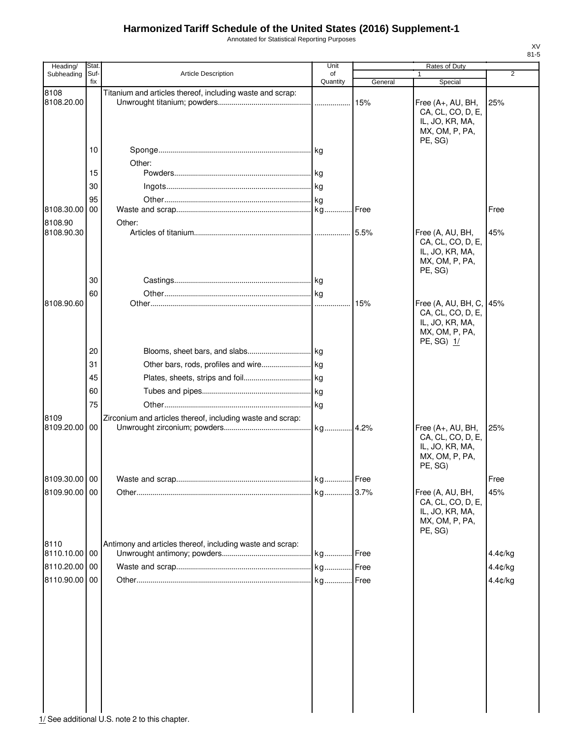# Harmonized Tariff Schedule of the United States (2016) Supplement-1

Annotated for Statistical Reporting Purposes

XV
81-5

| Heading/ Subheading | Stat. Suf- fix | Article Description | Unit of Quantity | Rates of Duty 1 General | Rates of Duty 1 Special | Rates of Duty 2 |
|---|---|---|---|---|---|---|
| 8108 | | Titanium and articles thereof, including waste and scrap: | | | | |
| 8108.20.00 | | Unwrought titanium; powders | | 15% | Free (A+, AU, BH, CA, CL, CO, D, E, IL, JO, KR, MA, MX, OM, P, PA, PE, SG) | 25% |
| | 10 | Sponge | kg | | | |
| | | Other: | | | | |
| | 15 | Powders | kg | | | |
| | 30 | Ingots | kg | | | |
| | 95 | Other | kg | | | |
| 8108.30.00 | 00 | Waste and scrap | kg | Free | | Free |
| 8108.90 | | Other: | | | | |
| 8108.90.30 | | Articles of titanium | | 5.5% | Free (A, AU, BH, CA, CL, CO, D, E, IL, JO, KR, MA, MX, OM, P, PA, PE, SG) | 45% |
| | 30 | Castings | kg | | | |
| | 60 | Other | kg | | | |
| 8108.90.60 | | Other | | 15% | Free (A, AU, BH, C, CA, CL, CO, D, E, IL, JO, KR, MA, MX, OM, P, PA, PE, SG) 1/ | 45% |
| | 20 | Blooms, sheet bars, and slabs | kg | | | |
| | 31 | Other bars, rods, profiles and wire | kg | | | |
| | 45 | Plates, sheets, strips and foil | kg | | | |
| | 60 | Tubes and pipes | kg | | | |
| | 75 | Other | kg | | | |
| 8109 | | Zirconium and articles thereof, including waste and scrap: | | | | |
| 8109.20.00 | 00 | Unwrought zirconium; powders | kg | 4.2% | Free (A+, AU, BH, CA, CL, CO, D, E, IL, JO, KR, MA, MX, OM, P, PA, PE, SG) | 25% |
| 8109.30.00 | 00 | Waste and scrap | kg | Free | | Free |
| 8109.90.00 | 00 | Other | kg | 3.7% | Free (A, AU, BH, CA, CL, CO, D, E, IL, JO, KR, MA, MX, OM, P, PA, PE, SG) | 45% |
| 8110 | | Antimony and articles thereof, including waste and scrap: | | | | |
| 8110.10.00 | 00 | Unwrought antimony; powders | kg | Free | | 4.4¢/kg |
| 8110.20.00 | 00 | Waste and scrap | kg | Free | | 4.4¢/kg |
| 8110.90.00 | 00 | Other | kg | Free | | 4.4¢/kg |

1/ See additional U.S. note 2 to this chapter.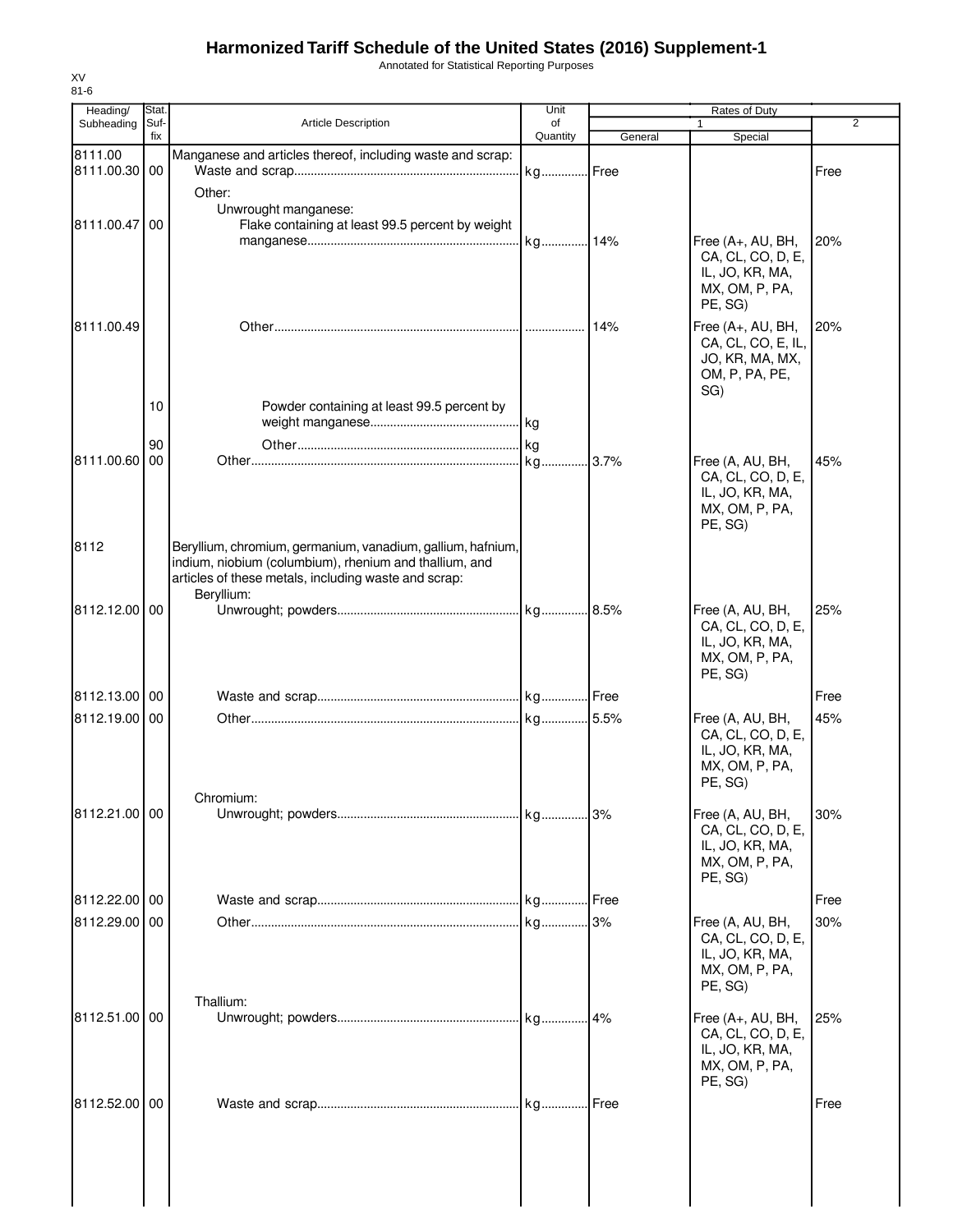# Harmonized Tariff Schedule of the United States (2016) Supplement-1

Annotated for Statistical Reporting Purposes

XV
81-6

| Heading/ Subheading | Stat. Suf- fix | Article Description | Unit of Quantity | Rates of Duty 1 General | Special | 2 |
|---|---|---|---|---|---|---|
| 8111.00 | | Manganese and articles thereof, including waste and scrap: | | | | |
| 8111.00.30 | 00 | Waste and scrap | kg | Free | | Free |
| | | Other: | | | | |
| | | Unwrought manganese: | | | | |
| 8111.00.47 | 00 | Flake containing at least 99.5 percent by weight manganese | kg | 14% | Free (A+, AU, BH, CA, CL, CO, D, E, IL, JO, KR, MA, MX, OM, P, PA, PE, SG) | 20% |
| 8111.00.49 | | Other | | 14% | Free (A+, AU, BH, CA, CL, CO, E, IL, JO, KR, MA, MX, OM, P, PA, PE, SG) | 20% |
| | 10 | Powder containing at least 99.5 percent by weight manganese | kg | | | |
| | 90 | Other | kg | | | |
| 8111.00.60 | 00 | Other | kg | 3.7% | Free (A, AU, BH, CA, CL, CO, D, E, IL, JO, KR, MA, MX, OM, P, PA, PE, SG) | 45% |
| 8112 | | Beryllium, chromium, germanium, vanadium, gallium, hafnium, indium, niobium (columbium), rhenium and thallium, and articles of these metals, including waste and scrap: | | | | |
| | | Beryllium: | | | | |
| 8112.12.00 | 00 | Unwrought; powders | kg | 8.5% | Free (A, AU, BH, CA, CL, CO, D, E, IL, JO, KR, MA, MX, OM, P, PA, PE, SG) | 25% |
| 8112.13.00 | 00 | Waste and scrap | kg | Free | | Free |
| 8112.19.00 | 00 | Other | kg | 5.5% | Free (A, AU, BH, CA, CL, CO, D, E, IL, JO, KR, MA, MX, OM, P, PA, PE, SG) | 45% |
| | | Chromium: | | | | |
| 8112.21.00 | 00 | Unwrought; powders | kg | 3% | Free (A, AU, BH, CA, CL, CO, D, E, IL, JO, KR, MA, MX, OM, P, PA, PE, SG) | 30% |
| 8112.22.00 | 00 | Waste and scrap | kg | Free | | Free |
| 8112.29.00 | 00 | Other | kg | 3% | Free (A, AU, BH, CA, CL, CO, D, E, IL, JO, KR, MA, MX, OM, P, PA, PE, SG) | 30% |
| | | Thallium: | | | | |
| 8112.51.00 | 00 | Unwrought; powders | kg | 4% | Free (A+, AU, BH, CA, CL, CO, D, E, IL, JO, KR, MA, MX, OM, P, PA, PE, SG) | 25% |
| 8112.52.00 | 00 | Waste and scrap | kg | Free | | Free |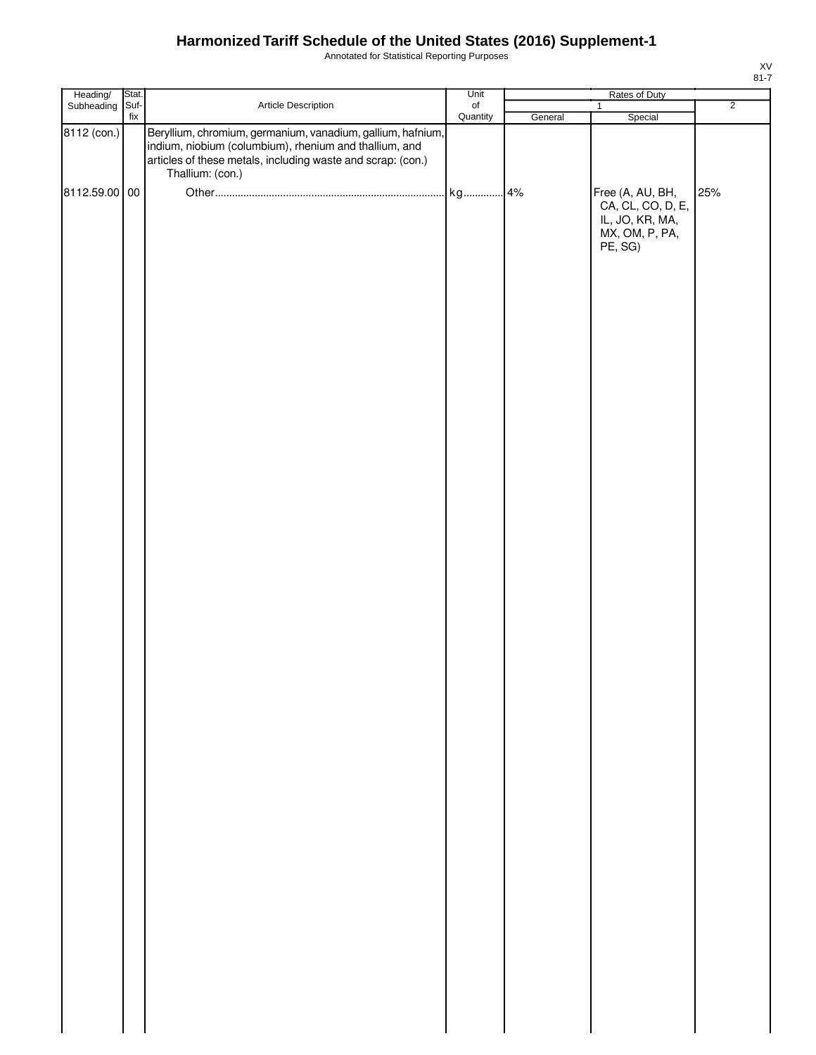# Harmonized Tariff Schedule of the United States (2016) Supplement-1

Annotated for Statistical Reporting Purposes

XV
81-7

| Heading/ Subheading | Stat. Suf- fix | Article Description | Unit of Quantity | Rates of Duty | | |
|---|---|---|---|---|---|---|
| | | | | 1 | | 2 |
| | | | | General | Special | |
| 8112 (con.) | | Beryllium, chromium, germanium, vanadium, gallium, hafnium, indium, niobium (columbium), rhenium and thallium, and articles of these metals, including waste and scrap: (con.) | | | | |
| | | Thallium: (con.) | | | | |
| 8112.59.00 | 00 | Other | kg | 4% | Free (A, AU, BH, CA, CL, CO, D, E, IL, JO, KR, MA, MX, OM, P, PA, PE, SG) | 25% |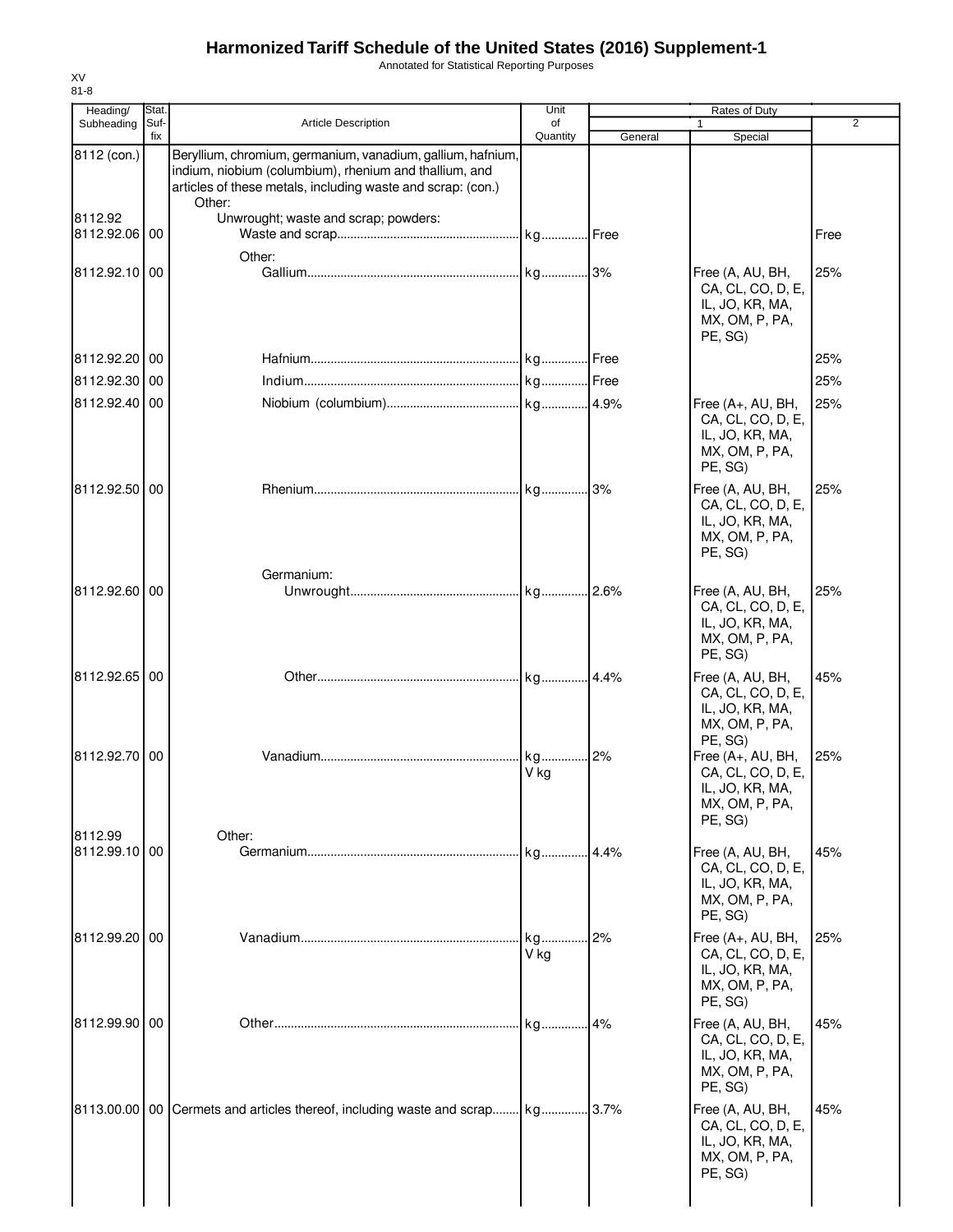# Harmonized Tariff Schedule of the United States (2016) Supplement-1

Annotated for Statistical Reporting Purposes

XV
81-8

| Heading/ Subheading | Stat. Suf- fix | Article Description | Unit of Quantity | Rates of Duty 1 General | Rates of Duty 1 Special | Rates of Duty 2 |
|---|---|---|---|---|---|---|
| 8112 (con.) | | Beryllium, chromium, germanium, vanadium, gallium, hafnium, indium, niobium (columbium), rhenium and thallium, and articles of these metals, including waste and scrap: (con.) | | | | |
| | | Other: | | | | |
| 8112.92 | | Unwrought; waste and scrap; powders: | | | | |
| 8112.92.06 | 00 | Waste and scrap | kg | Free | | Free |
| | | Other: | | | | |
| 8112.92.10 | 00 | Gallium | kg | 3% | Free (A, AU, BH, CA, CL, CO, D, E, IL, JO, KR, MA, MX, OM, P, PA, PE, SG) | 25% |
| 8112.92.20 | 00 | Hafnium | kg | Free | | 25% |
| 8112.92.30 | 00 | Indium | kg | Free | | 25% |
| 8112.92.40 | 00 | Niobium (columbium) | kg | 4.9% | Free (A+, AU, BH, CA, CL, CO, D, E, IL, JO, KR, MA, MX, OM, P, PA, PE, SG) | 25% |
| 8112.92.50 | 00 | Rhenium | kg | 3% | Free (A, AU, BH, CA, CL, CO, D, E, IL, JO, KR, MA, MX, OM, P, PA, PE, SG) | 25% |
| | | Germanium: | | | | |
| 8112.92.60 | 00 | Unwrought | kg | 2.6% | Free (A, AU, BH, CA, CL, CO, D, E, IL, JO, KR, MA, MX, OM, P, PA, PE, SG) | 25% |
| 8112.92.65 | 00 | Other | kg | 4.4% | Free (A, AU, BH, CA, CL, CO, D, E, IL, JO, KR, MA, MX, OM, P, PA, PE, SG) | 45% |
| 8112.92.70 | 00 | Vanadium | kg V kg | 2% | Free (A+, AU, BH, CA, CL, CO, D, E, IL, JO, KR, MA, MX, OM, P, PA, PE, SG) | 25% |
| 8112.99 | | Other: | | | | |
| 8112.99.10 | 00 | Germanium | kg | 4.4% | Free (A, AU, BH, CA, CL, CO, D, E, IL, JO, KR, MA, MX, OM, P, PA, PE, SG) | 45% |
| 8112.99.20 | 00 | Vanadium | kg V kg | 2% | Free (A+, AU, BH, CA, CL, CO, D, E, IL, JO, KR, MA, MX, OM, P, PA, PE, SG) | 25% |
| 8112.99.90 | 00 | Other | kg | 4% | Free (A, AU, BH, CA, CL, CO, D, E, IL, JO, KR, MA, MX, OM, P, PA, PE, SG) | 45% |
| 8113.00.00 | 00 | Cermets and articles thereof, including waste and scrap | kg | 3.7% | Free (A, AU, BH, CA, CL, CO, D, E, IL, JO, KR, MA, MX, OM, P, PA, PE, SG) | 45% |